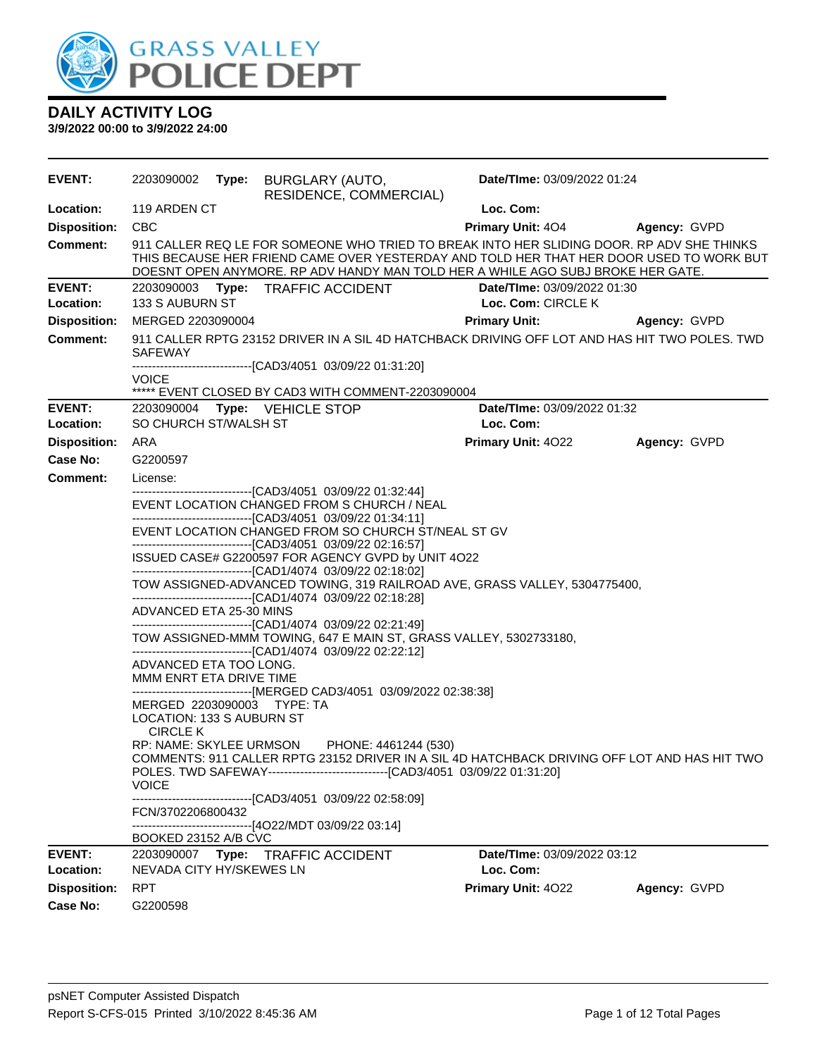GRASS VALLEY POLICE DEPT

# DAILY ACTIVITY LOG

**3/9/2022 00:00 to 3/9/2022 24:00**

| | | | |
|---|---|---|---|
| **EVENT:** | 2203090002 **Type:** BURGLARY (AUTO, RESIDENCE, COMMERCIAL) | **Date/TIme:** 03/09/2022 01:24 | |
| **Location:** | 119 ARDEN CT | **Loc. Com:** | |
| **Disposition:** | CBC | **Primary Unit:** 4O4 | **Agency:** GVPD |
| **Comment:** | 911 CALLER REQ LE FOR SOMEONE WHO TRIED TO BREAK INTO HER SLIDING DOOR. RP ADV SHE THINKS THIS BECAUSE HER FRIEND CAME OVER YESTERDAY AND TOLD HER THAT HER DOOR USED TO WORK BUT DOESNT OPEN ANYMORE. RP ADV HANDY MAN TOLD HER A WHILE AGO SUBJ BROKE HER GATE. | | |

| | | | |
|---|---|---|---|
| **EVENT:** | 2203090003 **Type:** TRAFFIC ACCIDENT | **Date/TIme:** 03/09/2022 01:30 | |
| **Location:** | 133 S AUBURN ST | **Loc. Com:** CIRCLE K | |
| **Disposition:** | MERGED 2203090004 | **Primary Unit:** | **Agency:** GVPD |
| **Comment:** | 911 CALLER RPTG 23152 DRIVER IN A SIL 4D HATCHBACK DRIVING OFF LOT AND HAS HIT TWO POLES. TWD SAFEWAY<br>------------------------------[CAD3/4051 03/09/22 01:31:20]<br>VOICE<br>***** EVENT CLOSED BY CAD3 WITH COMMENT-2203090004 | | |

| | | | |
|---|---|---|---|
| **EVENT:** | 2203090004 **Type:** VEHICLE STOP | **Date/TIme:** 03/09/2022 01:32 | |
| **Location:** | SO CHURCH ST/WALSH ST | **Loc. Com:** | |
| **Disposition:** | ARA | **Primary Unit:** 4O22 | **Agency:** GVPD |
| **Case No:** | G2200597 | | |
| **Comment:** | License:<br>------------------------------[CAD3/4051 03/09/22 01:32:44]<br>EVENT LOCATION CHANGED FROM S CHURCH / NEAL<br>------------------------------[CAD3/4051 03/09/22 01:34:11]<br>EVENT LOCATION CHANGED FROM SO CHURCH ST/NEAL ST GV<br>------------------------------[CAD3/4051 03/09/22 02:16:57]<br>ISSUED CASE# G2200597 FOR AGENCY GVPD by UNIT 4O22<br>------------------------------[CAD1/4074 03/09/22 02:18:02]<br>TOW ASSIGNED-ADVANCED TOWING, 319 RAILROAD AVE, GRASS VALLEY, 5304775400,<br>------------------------------[CAD1/4074 03/09/22 02:18:28]<br>ADVANCED ETA 25-30 MINS<br>------------------------------[CAD1/4074 03/09/22 02:21:49]<br>TOW ASSIGNED-MMM TOWING, 647 E MAIN ST, GRASS VALLEY, 5302733180,<br>------------------------------[CAD1/4074 03/09/22 02:22:12]<br>ADVANCED ETA TOO LONG.<br>MMM ENRT ETA DRIVE TIME<br>------------------------------[MERGED CAD3/4051 03/09/2022 02:38:38]<br>MERGED 2203090003 TYPE: TA<br>LOCATION: 133 S AUBURN ST<br>CIRCLE K<br>RP: NAME: SKYLEE URMSON PHONE: 4461244 (530)<br>COMMENTS: 911 CALLER RPTG 23152 DRIVER IN A SIL 4D HATCHBACK DRIVING OFF LOT AND HAS HIT TWO POLES. TWD SAFEWAY------------------------------[CAD3/4051 03/09/22 01:31:20]<br>VOICE<br>------------------------------[CAD3/4051 03/09/22 02:58:09]<br>FCN/3702206800432<br>------------------------------[4O22/MDT 03/09/22 03:14]<br>BOOKED 23152 A/B CVC | | |

| | | | |
|---|---|---|---|
| **EVENT:** | 2203090007 **Type:** TRAFFIC ACCIDENT | **Date/TIme:** 03/09/2022 03:12 | |
| **Location:** | NEVADA CITY HY/SKEWES LN | **Loc. Com:** | |
| **Disposition:** | RPT | **Primary Unit:** 4O22 | **Agency:** GVPD |
| **Case No:** | G2200598 | | |

psNET Computer Assisted Dispatch
Report S-CFS-015 Printed 3/10/2022 8:45:36 AM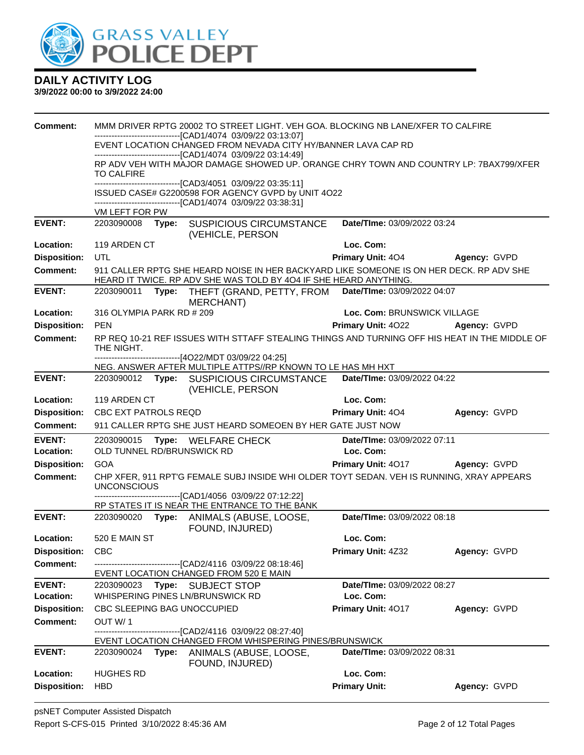# DAILY ACTIVITY LOG

**3/9/2022 00:00 to 3/9/2022 24:00**

**Comment:** MMM DRIVER RPTG 20002 TO STREET LIGHT. VEH GOA. BLOCKING NB LANE/XFER TO CALFIRE
------------------------------[CAD1/4074 03/09/22 03:13:07]
EVENT LOCATION CHANGED FROM NEVADA CITY HY/BANNER LAVA CAP RD
------------------------------[CAD1/4074 03/09/22 03:14:49]
RP ADV VEH WITH MAJOR DAMAGE SHOWED UP. ORANGE CHRY TOWN AND COUNTRY LP: 7BAX799/XFER TO CALFIRE
------------------------------[CAD3/4051 03/09/22 03:35:11]
ISSUED CASE# G2200598 FOR AGENCY GVPD by UNIT 4O22
------------------------------[CAD1/4074 03/09/22 03:38:31]
VM LEFT FOR PW

---

**EVENT:** 2203090008 **Type:** SUSPICIOUS CIRCUMSTANCE (VEHICLE, PERSON **Date/TIme:** 03/09/2022 03:24
**Location:** 119 ARDEN CT **Loc. Com:**
**Disposition:** UTL **Primary Unit:** 4O4 **Agency:** GVPD
**Comment:** 911 CALLER RPTG SHE HEARD NOISE IN HER BACKYARD LIKE SOMEONE IS ON HER DECK. RP ADV SHE HEARD IT TWICE. RP ADV SHE WAS TOLD BY 4O4 IF SHE HEARD ANYTHING.

---

**EVENT:** 2203090011 **Type:** THEFT (GRAND, PETTY, FROM MERCHANT) **Date/TIme:** 03/09/2022 04:07
**Location:** 316 OLYMPIA PARK RD # 209 **Loc. Com:** BRUNSWICK VILLAGE
**Disposition:** PEN **Primary Unit:** 4O22 **Agency:** GVPD
**Comment:** RP REQ 10-21 REF ISSUES WITH STTAFF STEALING THINGS AND TURNING OFF HIS HEAT IN THE MIDDLE OF THE NIGHT.
------------------------------[4O22/MDT 03/09/22 04:25]
NEG. ANSWER AFTER MULTIPLE ATTPS//RP KNOWN TO LE HAS MH HXT

---

**EVENT:** 2203090012 **Type:** SUSPICIOUS CIRCUMSTANCE (VEHICLE, PERSON **Date/TIme:** 03/09/2022 04:22
**Location:** 119 ARDEN CT **Loc. Com:**
**Disposition:** CBC EXT PATROLS REQD **Primary Unit:** 4O4 **Agency:** GVPD
**Comment:** 911 CALLER RPTG SHE JUST HEARD SOMEOEN BY HER GATE JUST NOW

---

**EVENT:** 2203090015 **Type:** WELFARE CHECK **Date/TIme:** 03/09/2022 07:11
**Location:** OLD TUNNEL RD/BRUNSWICK RD **Loc. Com:**
**Disposition:** GOA **Primary Unit:** 4O17 **Agency:** GVPD
**Comment:** CHP XFER, 911 RPT'G FEMALE SUBJ INSIDE WHI OLDER TOYT SEDAN. VEH IS RUNNING, XRAY APPEARS UNCONSCIOUS
------------------------------[CAD1/4056 03/09/22 07:12:22]
RP STATES IT IS NEAR THE ENTRANCE TO THE BANK

---

**EVENT:** 2203090020 **Type:** ANIMALS (ABUSE, LOOSE, FOUND, INJURED) **Date/TIme:** 03/09/2022 08:18
**Location:** 520 E MAIN ST **Loc. Com:**
**Disposition:** CBC **Primary Unit:** 4Z32 **Agency:** GVPD
**Comment:** ------------------------------[CAD2/4116 03/09/22 08:18:46]
EVENT LOCATION CHANGED FROM 520 E MAIN

---

**EVENT:** 2203090023 **Type:** SUBJECT STOP **Date/TIme:** 03/09/2022 08:27
**Location:** WHISPERING PINES LN/BRUNSWICK RD **Loc. Com:**
**Disposition:** CBC SLEEPING BAG UNOCCUPIED **Primary Unit:** 4O17 **Agency:** GVPD
**Comment:** OUT W/ 1
------------------------------[CAD2/4116 03/09/22 08:27:40]
EVENT LOCATION CHANGED FROM WHISPERING PINES/BRUNSWICK

---

**EVENT:** 2203090024 **Type:** ANIMALS (ABUSE, LOOSE, FOUND, INJURED) **Date/TIme:** 03/09/2022 08:31
**Location:** HUGHES RD **Loc. Com:**
**Disposition:** HBD **Primary Unit:** **Agency:** GVPD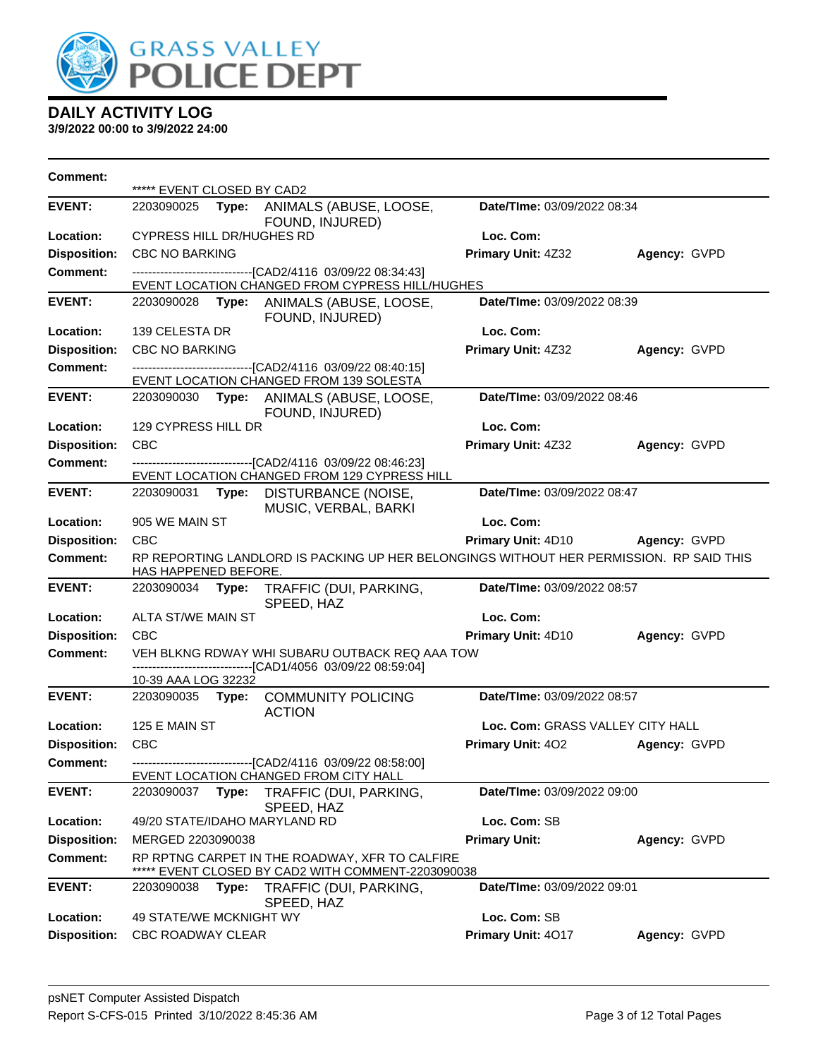# DAILY ACTIVITY LOG

**3/9/2022 00:00 to 3/9/2022 24:00**

**Comment:** ***** EVENT CLOSED BY CAD2

---

**EVENT:** 2203090025 **Type:** ANIMALS (ABUSE, LOOSE, FOUND, INJURED) **Date/TIme:** 03/09/2022 08:34

**Location:** CYPRESS HILL DR/HUGHES RD **Loc. Com:**

**Disposition:** CBC NO BARKING **Primary Unit:** 4Z32 **Agency:** GVPD

**Comment:** -------------------------------[CAD2/4116 03/09/22 08:34:43]
EVENT LOCATION CHANGED FROM CYPRESS HILL/HUGHES

---

**EVENT:** 2203090028 **Type:** ANIMALS (ABUSE, LOOSE, FOUND, INJURED) **Date/TIme:** 03/09/2022 08:39

**Location:** 139 CELESTA DR **Loc. Com:**

**Disposition:** CBC NO BARKING **Primary Unit:** 4Z32 **Agency:** GVPD

**Comment:** -------------------------------[CAD2/4116 03/09/22 08:40:15]
EVENT LOCATION CHANGED FROM 139 SOLESTA

---

**EVENT:** 2203090030 **Type:** ANIMALS (ABUSE, LOOSE, FOUND, INJURED) **Date/TIme:** 03/09/2022 08:46

**Location:** 129 CYPRESS HILL DR **Loc. Com:**

**Disposition:** CBC **Primary Unit:** 4Z32 **Agency:** GVPD

**Comment:** -------------------------------[CAD2/4116 03/09/22 08:46:23]
EVENT LOCATION CHANGED FROM 129 CYPRESS HILL

---

**EVENT:** 2203090031 **Type:** DISTURBANCE (NOISE, MUSIC, VERBAL, BARKI **Date/TIme:** 03/09/2022 08:47

**Location:** 905 WE MAIN ST **Loc. Com:**

**Disposition:** CBC **Primary Unit:** 4D10 **Agency:** GVPD

**Comment:** RP REPORTING LANDLORD IS PACKING UP HER BELONGINGS WITHOUT HER PERMISSION. RP SAID THIS HAS HAPPENED BEFORE.

---

**EVENT:** 2203090034 **Type:** TRAFFIC (DUI, PARKING, SPEED, HAZ **Date/TIme:** 03/09/2022 08:57

**Location:** ALTA ST/WE MAIN ST **Loc. Com:**

**Disposition:** CBC **Primary Unit:** 4D10 **Agency:** GVPD

**Comment:** VEH BLKNG RDWAY WHI SUBARU OUTBACK REQ AAA TOW
-------------------------------[CAD1/4056 03/09/22 08:59:04]
10-39 AAA LOG 32232

---

**EVENT:** 2203090035 **Type:** COMMUNITY POLICING ACTION **Date/TIme:** 03/09/2022 08:57

**Location:** 125 E MAIN ST **Loc. Com:** GRASS VALLEY CITY HALL

**Disposition:** CBC **Primary Unit:** 4O2 **Agency:** GVPD

**Comment:** -------------------------------[CAD2/4116 03/09/22 08:58:00]
EVENT LOCATION CHANGED FROM CITY HALL

---

**EVENT:** 2203090037 **Type:** TRAFFIC (DUI, PARKING, SPEED, HAZ **Date/TIme:** 03/09/2022 09:00

**Location:** 49/20 STATE/IDAHO MARYLAND RD **Loc. Com:** SB

**Disposition:** MERGED 2203090038 **Primary Unit:** **Agency:** GVPD

**Comment:** RP RPTNG CARPET IN THE ROADWAY, XFR TO CALFIRE
***** EVENT CLOSED BY CAD2 WITH COMMENT-2203090038

---

**EVENT:** 2203090038 **Type:** TRAFFIC (DUI, PARKING, SPEED, HAZ **Date/TIme:** 03/09/2022 09:01

**Location:** 49 STATE/WE MCKNIGHT WY **Loc. Com:** SB

**Disposition:** CBC ROADWAY CLEAR **Primary Unit:** 4O17 **Agency:** GVPD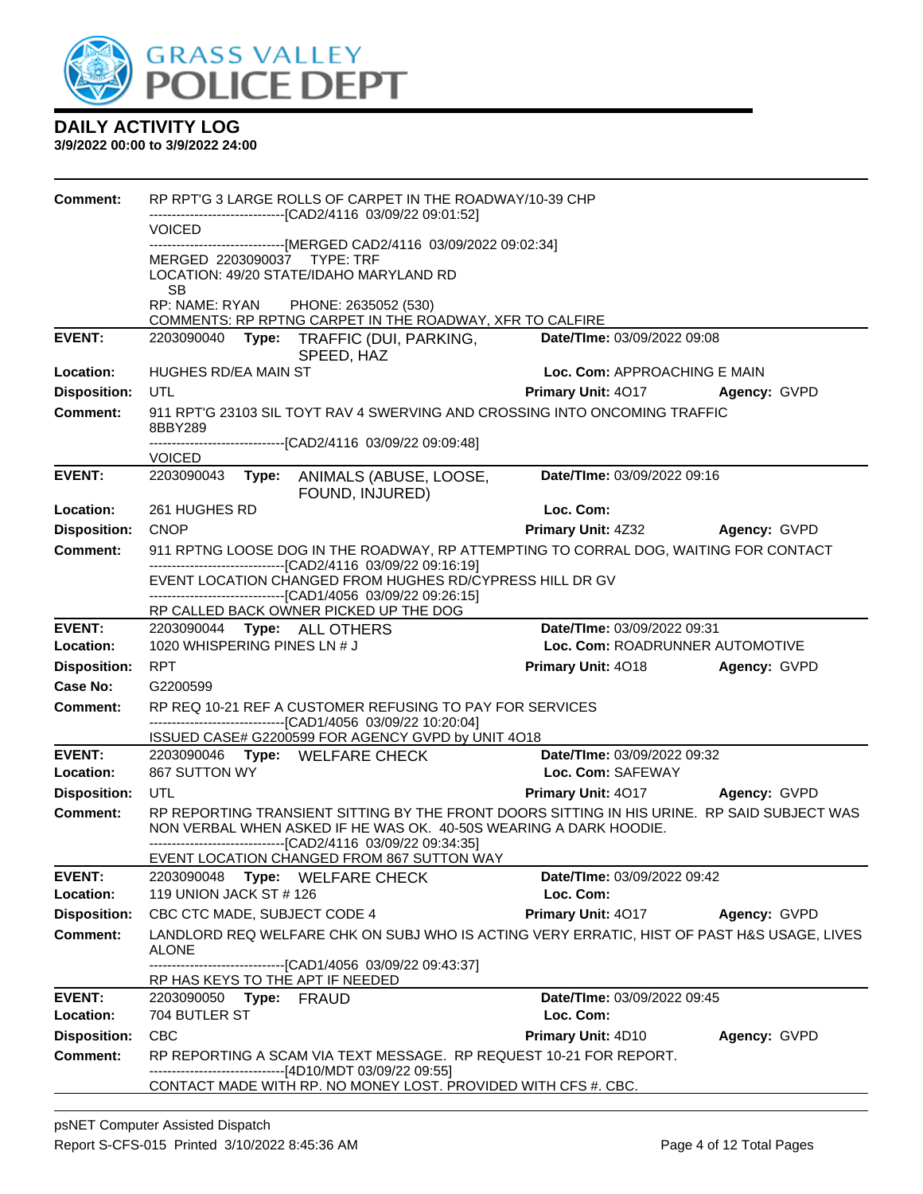# GRASS VALLEY POLICE DEPT

## DAILY ACTIVITY LOG

**3/9/2022 00:00 to 3/9/2022 24:00**

**Comment:** RP RPT'G 3 LARGE ROLLS OF CARPET IN THE ROADWAY/10-39 CHP
------------------------------[CAD2/4116 03/09/22 09:01:52]
VOICED
------------------------------[MERGED CAD2/4116 03/09/2022 09:02:34]
MERGED 2203090037 TYPE: TRF
LOCATION: 49/20 STATE/IDAHO MARYLAND RD
SB
RP: NAME: RYAN PHONE: 2635052 (530)
COMMENTS: RP RPTNG CARPET IN THE ROADWAY, XFR TO CALFIRE

---

| | | | |
|---|---|---|---|
| **EVENT:** | 2203090040 **Type:** TRAFFIC (DUI, PARKING, SPEED, HAZ | **Date/TIme:** 03/09/2022 09:08 | |
| **Location:** | HUGHES RD/EA MAIN ST | **Loc. Com:** APPROACHING E MAIN | |
| **Disposition:** | UTL | **Primary Unit:** 4O17 | **Agency:** GVPD |

**Comment:** 911 RPT'G 23103 SIL TOYT RAV 4 SWERVING AND CROSSING INTO ONCOMING TRAFFIC 8BBY289
------------------------------[CAD2/4116 03/09/22 09:09:48]
VOICED

---

| | | | |
|---|---|---|---|
| **EVENT:** | 2203090043 **Type:** ANIMALS (ABUSE, LOOSE, FOUND, INJURED) | **Date/TIme:** 03/09/2022 09:16 | |
| **Location:** | 261 HUGHES RD | **Loc. Com:** | |
| **Disposition:** | CNOP | **Primary Unit:** 4Z32 | **Agency:** GVPD |

**Comment:** 911 RPTNG LOOSE DOG IN THE ROADWAY, RP ATTEMPTING TO CORRAL DOG, WAITING FOR CONTACT
------------------------------[CAD2/4116 03/09/22 09:16:19]
EVENT LOCATION CHANGED FROM HUGHES RD/CYPRESS HILL DR GV
------------------------------[CAD1/4056 03/09/22 09:26:15]
RP CALLED BACK OWNER PICKED UP THE DOG

---

| | | | |
|---|---|---|---|
| **EVENT:** | 2203090044 **Type:** ALL OTHERS | **Date/TIme:** 03/09/2022 09:31 | |
| **Location:** | 1020 WHISPERING PINES LN # J | **Loc. Com:** ROADRUNNER AUTOMOTIVE | |
| **Disposition:** | RPT | **Primary Unit:** 4O18 | **Agency:** GVPD |
| **Case No:** | G2200599 | | |

**Comment:** RP REQ 10-21 REF A CUSTOMER REFUSING TO PAY FOR SERVICES
------------------------------[CAD1/4056 03/09/22 10:20:04]
ISSUED CASE# G2200599 FOR AGENCY GVPD by UNIT 4O18

---

| | | | |
|---|---|---|---|
| **EVENT:** | 2203090046 **Type:** WELFARE CHECK | **Date/TIme:** 03/09/2022 09:32 | |
| **Location:** | 867 SUTTON WY | **Loc. Com:** SAFEWAY | |
| **Disposition:** | UTL | **Primary Unit:** 4O17 | **Agency:** GVPD |

**Comment:** RP REPORTING TRANSIENT SITTING BY THE FRONT DOORS SITTING IN HIS URINE. RP SAID SUBJECT WAS NON VERBAL WHEN ASKED IF HE WAS OK. 40-50S WEARING A DARK HOODIE.
------------------------------[CAD2/4116 03/09/22 09:34:35]
EVENT LOCATION CHANGED FROM 867 SUTTON WAY

---

| | | | |
|---|---|---|---|
| **EVENT:** | 2203090048 **Type:** WELFARE CHECK | **Date/TIme:** 03/09/2022 09:42 | |
| **Location:** | 119 UNION JACK ST # 126 | **Loc. Com:** | |
| **Disposition:** | CBC CTC MADE, SUBJECT CODE 4 | **Primary Unit:** 4O17 | **Agency:** GVPD |

**Comment:** LANDLORD REQ WELFARE CHK ON SUBJ WHO IS ACTING VERY ERRATIC, HIST OF PAST H&S USAGE, LIVES ALONE
------------------------------[CAD1/4056 03/09/22 09:43:37]
RP HAS KEYS TO THE APT IF NEEDED

---

| | | | |
|---|---|---|---|
| **EVENT:** | 2203090050 **Type:** FRAUD | **Date/TIme:** 03/09/2022 09:45 | |
| **Location:** | 704 BUTLER ST | **Loc. Com:** | |
| **Disposition:** | CBC | **Primary Unit:** 4D10 | **Agency:** GVPD |

**Comment:** RP REPORTING A SCAM VIA TEXT MESSAGE. RP REQUEST 10-21 FOR REPORT.
------------------------------[4D10/MDT 03/09/22 09:55]
CONTACT MADE WITH RP. NO MONEY LOST. PROVIDED WITH CFS #. CBC.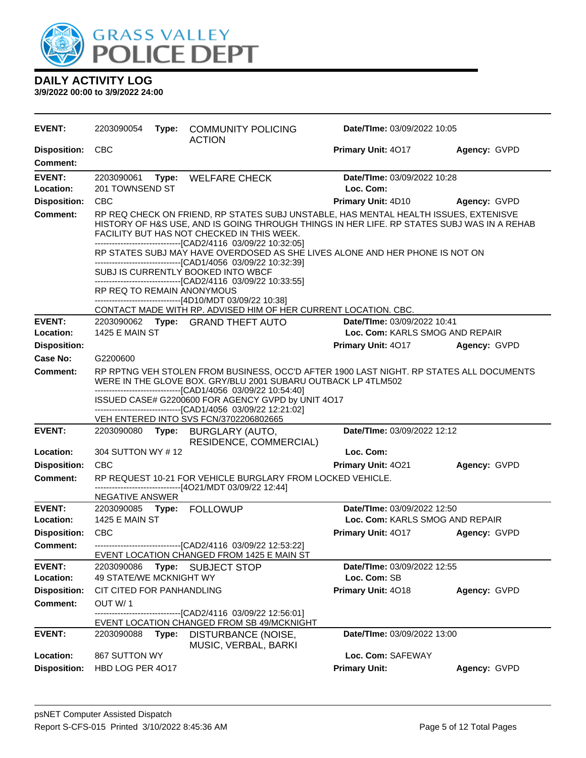## DAILY ACTIVITY LOG

**3/9/2022 00:00 to 3/9/2022 24:00**

| | | | |
|---|---|---|---|
| **EVENT:** 2203090054 **Type:** COMMUNITY POLICING ACTION | **Date/TIme:** 03/09/2022 10:05 | | |
| **Disposition:** CBC | **Primary Unit:** 4O17 | **Agency:** GVPD | |
| **Comment:** | | | |

**EVENT:** 2203090061 **Type:** WELFARE CHECK **Date/TIme:** 03/09/2022 10:28
**Location:** 201 TOWNSEND ST **Loc. Com:**
**Disposition:** CBC **Primary Unit:** 4D10 **Agency:** GVPD
**Comment:** RP REQ CHECK ON FRIEND, RP STATES SUBJ UNSTABLE, HAS MENTAL HEALTH ISSUES, EXTENISVE HISTORY OF H&S USE, AND IS GOING THROUGH THINGS IN HER LIFE. RP STATES SUBJ WAS IN A REHAB FACILITY BUT HAS NOT CHECKED IN THIS WEEK.
------------------------------[CAD2/4116 03/09/22 10:32:05]
RP STATES SUBJ MAY HAVE OVERDOSED AS SHE LIVES ALONE AND HER PHONE IS NOT ON
------------------------------[CAD1/4056 03/09/22 10:32:39]
SUBJ IS CURRENTLY BOOKED INTO WBCF
------------------------------[CAD2/4116 03/09/22 10:33:55]
RP REQ TO REMAIN ANONYMOUS
------------------------------[4D10/MDT 03/09/22 10:38]
CONTACT MADE WITH RP. ADVISED HIM OF HER CURRENT LOCATION. CBC.

**EVENT:** 2203090062 **Type:** GRAND THEFT AUTO **Date/TIme:** 03/09/2022 10:41
**Location:** 1425 E MAIN ST **Loc. Com:** KARLS SMOG AND REPAIR
**Disposition:** **Primary Unit:** 4O17 **Agency:** GVPD
**Case No:** G2200600
**Comment:** RP RPTNG VEH STOLEN FROM BUSINESS, OCC'D AFTER 1900 LAST NIGHT. RP STATES ALL DOCUMENTS WERE IN THE GLOVE BOX. GRY/BLU 2001 SUBARU OUTBACK LP 4TLM502
------------------------------[CAD1/4056 03/09/22 10:54:40]
ISSUED CASE# G2200600 FOR AGENCY GVPD by UNIT 4O17
------------------------------[CAD1/4056 03/09/22 12:21:02]
VEH ENTERED INTO SVS FCN/3702206802665

**EVENT:** 2203090080 **Type:** BURGLARY (AUTO, RESIDENCE, COMMERCIAL) **Date/TIme:** 03/09/2022 12:12
**Location:** 304 SUTTON WY # 12 **Loc. Com:**
**Disposition:** CBC **Primary Unit:** 4O21 **Agency:** GVPD
**Comment:** RP REQUEST 10-21 FOR VEHICLE BURGLARY FROM LOCKED VEHICLE.
------------------------------[4O21/MDT 03/09/22 12:44]
NEGATIVE ANSWER

**EVENT:** 2203090085 **Type:** FOLLOWUP **Date/TIme:** 03/09/2022 12:50
**Location:** 1425 E MAIN ST **Loc. Com:** KARLS SMOG AND REPAIR
**Disposition:** CBC **Primary Unit:** 4O17 **Agency:** GVPD
**Comment:** ------------------------------[CAD2/4116 03/09/22 12:53:22]
EVENT LOCATION CHANGED FROM 1425 E MAIN ST

**EVENT:** 2203090086 **Type:** SUBJECT STOP **Date/TIme:** 03/09/2022 12:55
**Location:** 49 STATE/WE MCKNIGHT WY **Loc. Com:** SB
**Disposition:** CIT CITED FOR PANHANDLING **Primary Unit:** 4O18 **Agency:** GVPD
**Comment:** OUT W/ 1
------------------------------[CAD2/4116 03/09/22 12:56:01]
EVENT LOCATION CHANGED FROM SB 49/MCKNIGHT

**EVENT:** 2203090088 **Type:** DISTURBANCE (NOISE, MUSIC, VERBAL, BARKI **Date/TIme:** 03/09/2022 13:00
**Location:** 867 SUTTON WY **Loc. Com:** SAFEWAY
**Disposition:** HBD LOG PER 4O17 **Primary Unit:** **Agency:** GVPD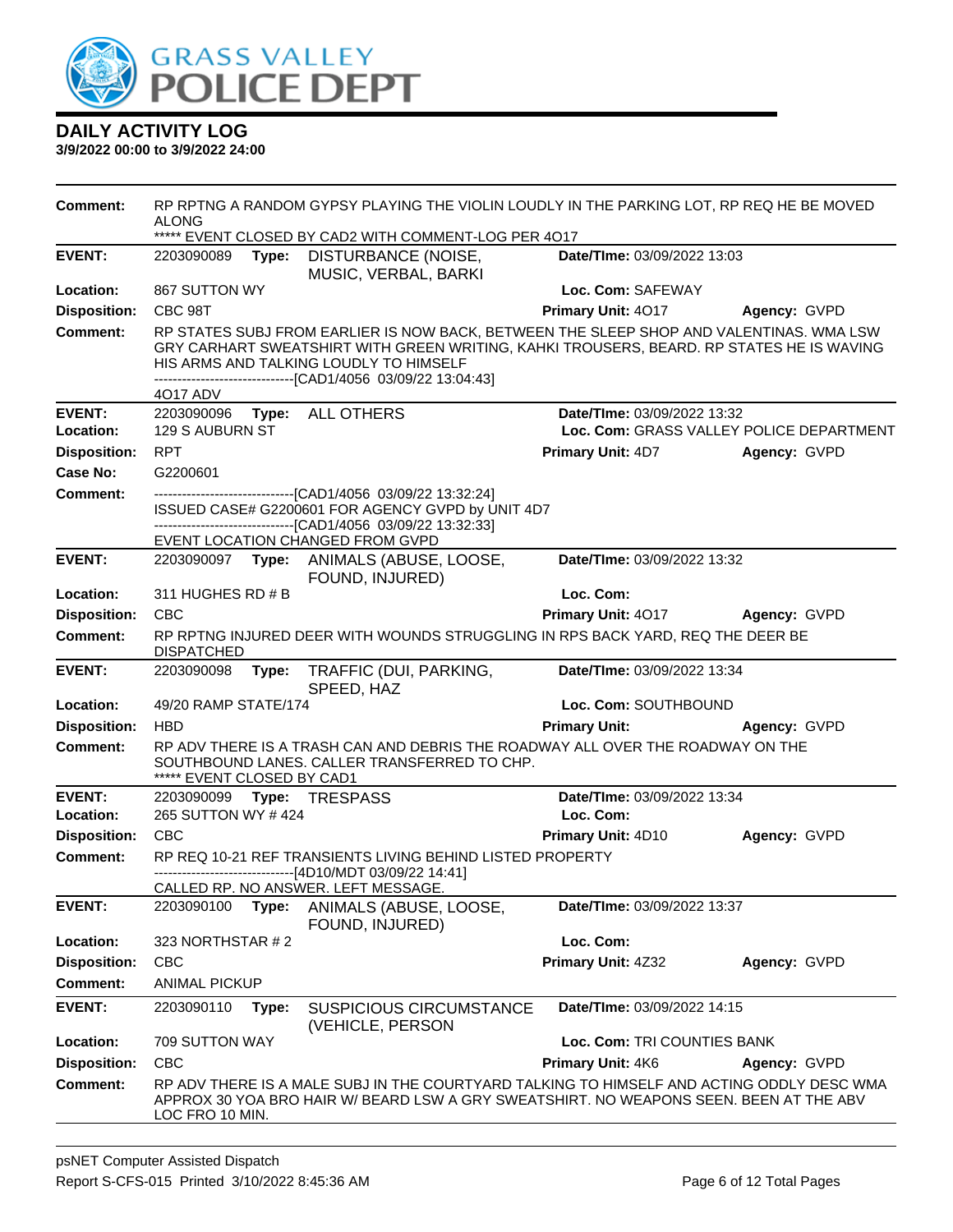# GRASS VALLEY POLICE DEPT

## DAILY ACTIVITY LOG

**3/9/2022 00:00 to 3/9/2022 24:00**

**Comment:** RP RPTNG A RANDOM GYPSY PLAYING THE VIOLIN LOUDLY IN THE PARKING LOT, RP REQ HE BE MOVED ALONG
***** EVENT CLOSED BY CAD2 WITH COMMENT-LOG PER 4O17

---

**EVENT:** 2203090089 **Type:** DISTURBANCE (NOISE, MUSIC, VERBAL, BARKI **Date/TIme:** 03/09/2022 13:03
**Location:** 867 SUTTON WY **Loc. Com:** SAFEWAY
**Disposition:** CBC 98T **Primary Unit:** 4O17 **Agency:** GVPD
**Comment:** RP STATES SUBJ FROM EARLIER IS NOW BACK, BETWEEN THE SLEEP SHOP AND VALENTINAS. WMA LSW GRY CARHART SWEATSHIRT WITH GREEN WRITING, KAHKI TROUSERS, BEARD. RP STATES HE IS WAVING HIS ARMS AND TALKING LOUDLY TO HIMSELF
-------------------------------[CAD1/4056 03/09/22 13:04:43]
4O17 ADV

---

**EVENT:** 2203090096 **Type:** ALL OTHERS **Date/TIme:** 03/09/2022 13:32
**Location:** 129 S AUBURN ST **Loc. Com:** GRASS VALLEY POLICE DEPARTMENT
**Disposition:** RPT **Primary Unit:** 4D7 **Agency:** GVPD
**Case No:** G2200601
**Comment:** -------------------------------[CAD1/4056 03/09/22 13:32:24]
ISSUED CASE# G2200601 FOR AGENCY GVPD by UNIT 4D7
-------------------------------[CAD1/4056 03/09/22 13:32:33]
EVENT LOCATION CHANGED FROM GVPD

---

**EVENT:** 2203090097 **Type:** ANIMALS (ABUSE, LOOSE, FOUND, INJURED) **Date/TIme:** 03/09/2022 13:32
**Location:** 311 HUGHES RD # B **Loc. Com:**
**Disposition:** CBC **Primary Unit:** 4O17 **Agency:** GVPD
**Comment:** RP RPTNG INJURED DEER WITH WOUNDS STRUGGLING IN RPS BACK YARD, REQ THE DEER BE DISPATCHED

---

**EVENT:** 2203090098 **Type:** TRAFFIC (DUI, PARKING, SPEED, HAZ **Date/TIme:** 03/09/2022 13:34
**Location:** 49/20 RAMP STATE/174 **Loc. Com:** SOUTHBOUND
**Disposition:** HBD **Primary Unit:** **Agency:** GVPD
**Comment:** RP ADV THERE IS A TRASH CAN AND DEBRIS THE ROADWAY ALL OVER THE ROADWAY ON THE SOUTHBOUND LANES. CALLER TRANSFERRED TO CHP.
***** EVENT CLOSED BY CAD1

---

**EVENT:** 2203090099 **Type:** TRESPASS **Date/TIme:** 03/09/2022 13:34
**Location:** 265 SUTTON WY # 424 **Loc. Com:**
**Disposition:** CBC **Primary Unit:** 4D10 **Agency:** GVPD
**Comment:** RP REQ 10-21 REF TRANSIENTS LIVING BEHIND LISTED PROPERTY
-------------------------------[4D10/MDT 03/09/22 14:41]
CALLED RP. NO ANSWER. LEFT MESSAGE.

---

**EVENT:** 2203090100 **Type:** ANIMALS (ABUSE, LOOSE, FOUND, INJURED) **Date/TIme:** 03/09/2022 13:37
**Location:** 323 NORTHSTAR # 2 **Loc. Com:**
**Disposition:** CBC **Primary Unit:** 4Z32 **Agency:** GVPD
**Comment:** ANIMAL PICKUP

---

**EVENT:** 2203090110 **Type:** SUSPICIOUS CIRCUMSTANCE (VEHICLE, PERSON **Date/TIme:** 03/09/2022 14:15
**Location:** 709 SUTTON WAY **Loc. Com:** TRI COUNTIES BANK
**Disposition:** CBC **Primary Unit:** 4K6 **Agency:** GVPD
**Comment:** RP ADV THERE IS A MALE SUBJ IN THE COURTYARD TALKING TO HIMSELF AND ACTING ODDLY DESC WMA APPROX 30 YOA BRO HAIR W/ BEARD LSW A GRY SWEATSHIRT. NO WEAPONS SEEN. BEEN AT THE ABV LOC FRO 10 MIN.

---

psNET Computer Assisted Dispatch
Report S-CFS-015 Printed 3/10/2022 8:45:36 AM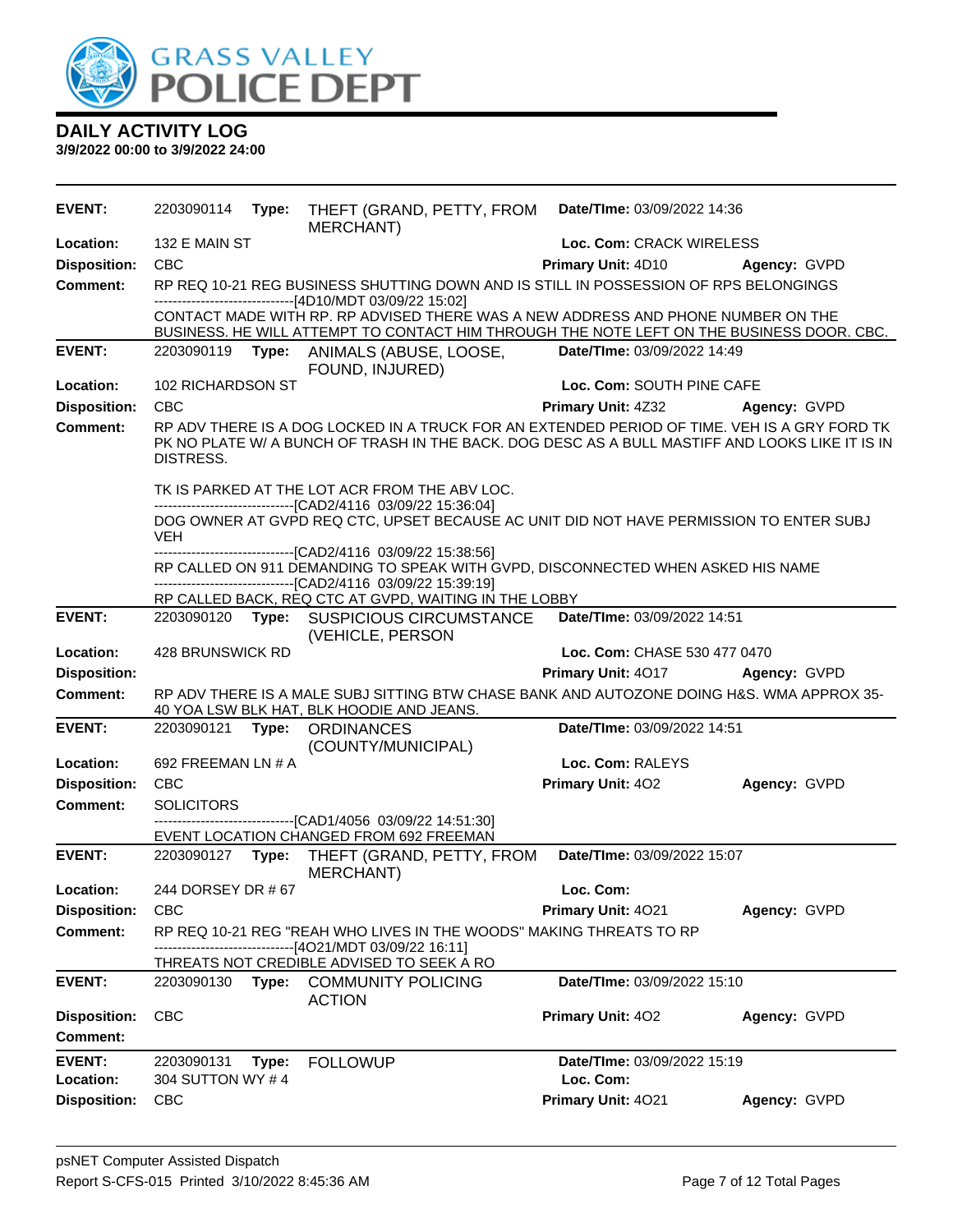# GRASS VALLEY POLICE DEPT

## DAILY ACTIVITY LOG
**3/9/2022 00:00 to 3/9/2022 24:00**

---

**EVENT:** 2203090114 **Type:** THEFT (GRAND, PETTY, FROM MERCHANT) **Date/TIme:** 03/09/2022 14:36
**Location:** 132 E MAIN ST **Loc. Com:** CRACK WIRELESS
**Disposition:** CBC **Primary Unit:** 4D10 **Agency:** GVPD
**Comment:** RP REQ 10-21 REG BUSINESS SHUTTING DOWN AND IS STILL IN POSSESSION OF RPS BELONGINGS
------------------------------[4D10/MDT 03/09/22 15:02]
CONTACT MADE WITH RP. RP ADVISED THERE WAS A NEW ADDRESS AND PHONE NUMBER ON THE BUSINESS. HE WILL ATTEMPT TO CONTACT HIM THROUGH THE NOTE LEFT ON THE BUSINESS DOOR. CBC.

---

**EVENT:** 2203090119 **Type:** ANIMALS (ABUSE, LOOSE, FOUND, INJURED) **Date/TIme:** 03/09/2022 14:49
**Location:** 102 RICHARDSON ST **Loc. Com:** SOUTH PINE CAFE
**Disposition:** CBC **Primary Unit:** 4Z32 **Agency:** GVPD
**Comment:** RP ADV THERE IS A DOG LOCKED IN A TRUCK FOR AN EXTENDED PERIOD OF TIME. VEH IS A GRY FORD TK PK NO PLATE W/ A BUNCH OF TRASH IN THE BACK. DOG DESC AS A BULL MASTIFF AND LOOKS LIKE IT IS IN DISTRESS.

TK IS PARKED AT THE LOT ACR FROM THE ABV LOC.
------------------------------[CAD2/4116 03/09/22 15:36:04]
DOG OWNER AT GVPD REQ CTC, UPSET BECAUSE AC UNIT DID NOT HAVE PERMISSION TO ENTER SUBJ VEH
------------------------------[CAD2/4116 03/09/22 15:38:56]
RP CALLED ON 911 DEMANDING TO SPEAK WITH GVPD, DISCONNECTED WHEN ASKED HIS NAME
------------------------------[CAD2/4116 03/09/22 15:39:19]
RP CALLED BACK, REQ CTC AT GVPD, WAITING IN THE LOBBY

---

**EVENT:** 2203090120 **Type:** SUSPICIOUS CIRCUMSTANCE (VEHICLE, PERSON **Date/TIme:** 03/09/2022 14:51
**Location:** 428 BRUNSWICK RD **Loc. Com:** CHASE 530 477 0470
**Disposition:** **Primary Unit:** 4O17 **Agency:** GVPD
**Comment:** RP ADV THERE IS A MALE SUBJ SITTING BTW CHASE BANK AND AUTOZONE DOING H&S. WMA APPROX 35-40 YOA LSW BLK HAT, BLK HOODIE AND JEANS.

---

**EVENT:** 2203090121 **Type:** ORDINANCES (COUNTY/MUNICIPAL) **Date/TIme:** 03/09/2022 14:51
**Location:** 692 FREEMAN LN # A **Loc. Com:** RALEYS
**Disposition:** CBC **Primary Unit:** 4O2 **Agency:** GVPD
**Comment:** SOLICITORS
------------------------------[CAD1/4056 03/09/22 14:51:30]
EVENT LOCATION CHANGED FROM 692 FREEMAN

---

**EVENT:** 2203090127 **Type:** THEFT (GRAND, PETTY, FROM MERCHANT) **Date/TIme:** 03/09/2022 15:07
**Location:** 244 DORSEY DR # 67 **Loc. Com:**
**Disposition:** CBC **Primary Unit:** 4O21 **Agency:** GVPD
**Comment:** RP REQ 10-21 REG "REAH WHO LIVES IN THE WOODS" MAKING THREATS TO RP
------------------------------[4O21/MDT 03/09/22 16:11]
THREATS NOT CREDIBLE ADVISED TO SEEK A RO

---

**EVENT:** 2203090130 **Type:** COMMUNITY POLICING ACTION **Date/TIme:** 03/09/2022 15:10
**Disposition:** CBC **Primary Unit:** 4O2 **Agency:** GVPD
**Comment:**

---

**EVENT:** 2203090131 **Type:** FOLLOWUP **Date/TIme:** 03/09/2022 15:19
**Location:** 304 SUTTON WY # 4 **Loc. Com:**
**Disposition:** CBC **Primary Unit:** 4O21 **Agency:** GVPD

---

psNET Computer Assisted Dispatch
Report S-CFS-015 Printed 3/10/2022 8:45:36 AM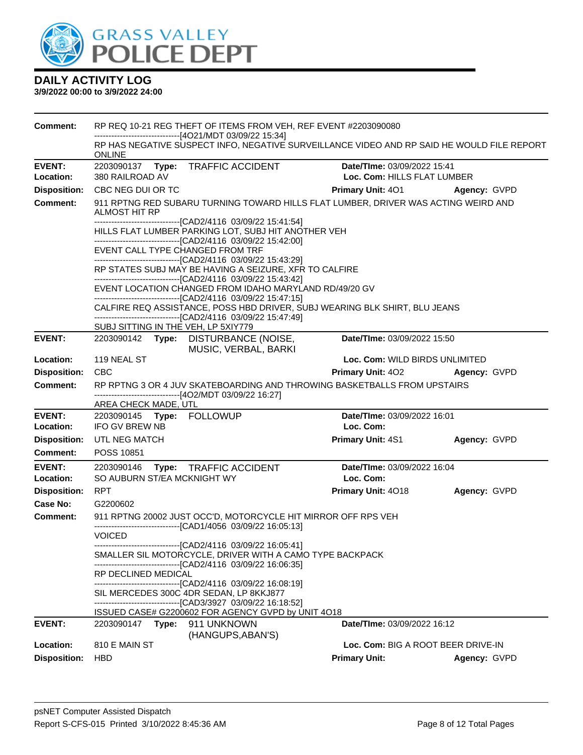# GRASS VALLEY POLICE DEPT

## DAILY ACTIVITY LOG

**3/9/2022 00:00 to 3/9/2022 24:00**

**Comment:** RP REQ 10-21 REG THEFT OF ITEMS FROM VEH, REF EVENT #2203090080
------------------------------[4O21/MDT 03/09/22 15:34]
RP HAS NEGATIVE SUSPECT INFO, NEGATIVE SURVEILLANCE VIDEO AND RP SAID HE WOULD FILE REPORT ONLINE

---

**EVENT:** 2203090137 **Type:** TRAFFIC ACCIDENT **Date/TIme:** 03/09/2022 15:41
**Location:** 380 RAILROAD AV **Loc. Com:** HILLS FLAT LUMBER
**Disposition:** CBC NEG DUI OR TC **Primary Unit:** 4O1 **Agency:** GVPD
**Comment:** 911 RPTNG RED SUBARU TURNING TOWARD HILLS FLAT LUMBER, DRIVER WAS ACTING WEIRD AND ALMOST HIT RP
------------------------------[CAD2/4116 03/09/22 15:41:54]
HILLS FLAT LUMBER PARKING LOT, SUBJ HIT ANOTHER VEH
------------------------------[CAD2/4116 03/09/22 15:42:00]
EVENT CALL TYPE CHANGED FROM TRF
------------------------------[CAD2/4116 03/09/22 15:43:29]
RP STATES SUBJ MAY BE HAVING A SEIZURE, XFR TO CALFIRE
------------------------------[CAD2/4116 03/09/22 15:43:42]
EVENT LOCATION CHANGED FROM IDAHO MARYLAND RD/49/20 GV
------------------------------[CAD2/4116 03/09/22 15:47:15]
CALFIRE REQ ASSISTANCE, POSS HBD DRIVER, SUBJ WEARING BLK SHIRT, BLU JEANS
------------------------------[CAD2/4116 03/09/22 15:47:49]
SUBJ SITTING IN THE VEH, LP 5XIY779

---

**EVENT:** 2203090142 **Type:** DISTURBANCE (NOISE, MUSIC, VERBAL, BARKI **Date/TIme:** 03/09/2022 15:50
**Location:** 119 NEAL ST **Loc. Com:** WILD BIRDS UNLIMITED
**Disposition:** CBC **Primary Unit:** 4O2 **Agency:** GVPD
**Comment:** RP RPTNG 3 OR 4 JUV SKATEBOARDING AND THROWING BASKETBALLS FROM UPSTAIRS
------------------------------[4O2/MDT 03/09/22 16:27]
AREA CHECK MADE, UTL

---

**EVENT:** 2203090145 **Type:** FOLLOWUP **Date/TIme:** 03/09/2022 16:01
**Location:** IFO GV BREW NB **Loc. Com:**
**Disposition:** UTL NEG MATCH **Primary Unit:** 4S1 **Agency:** GVPD
**Comment:** POSS 10851

---

**EVENT:** 2203090146 **Type:** TRAFFIC ACCIDENT **Date/TIme:** 03/09/2022 16:04
**Location:** SO AUBURN ST/EA MCKNIGHT WY **Loc. Com:**
**Disposition:** RPT **Primary Unit:** 4O18 **Agency:** GVPD
**Case No:** G2200602
**Comment:** 911 RPTNG 20002 JUST OCC'D, MOTORCYCLE HIT MIRROR OFF RPS VEH
------------------------------[CAD1/4056 03/09/22 16:05:13]
VOICED
------------------------------[CAD2/4116 03/09/22 16:05:41]
SMALLER SIL MOTORCYCLE, DRIVER WITH A CAMO TYPE BACKPACK
------------------------------[CAD2/4116 03/09/22 16:06:35]
RP DECLINED MEDICAL
------------------------------[CAD2/4116 03/09/22 16:08:19]
SIL MERCEDES 300C 4DR SEDAN, LP 8KKJ877
------------------------------[CAD3/3927 03/09/22 16:18:52]
ISSUED CASE# G2200602 FOR AGENCY GVPD by UNIT 4O18

---

**EVENT:** 2203090147 **Type:** 911 UNKNOWN (HANGUPS,ABAN'S) **Date/TIme:** 03/09/2022 16:12
**Location:** 810 E MAIN ST **Loc. Com:** BIG A ROOT BEER DRIVE-IN
**Disposition:** HBD **Primary Unit:** **Agency:** GVPD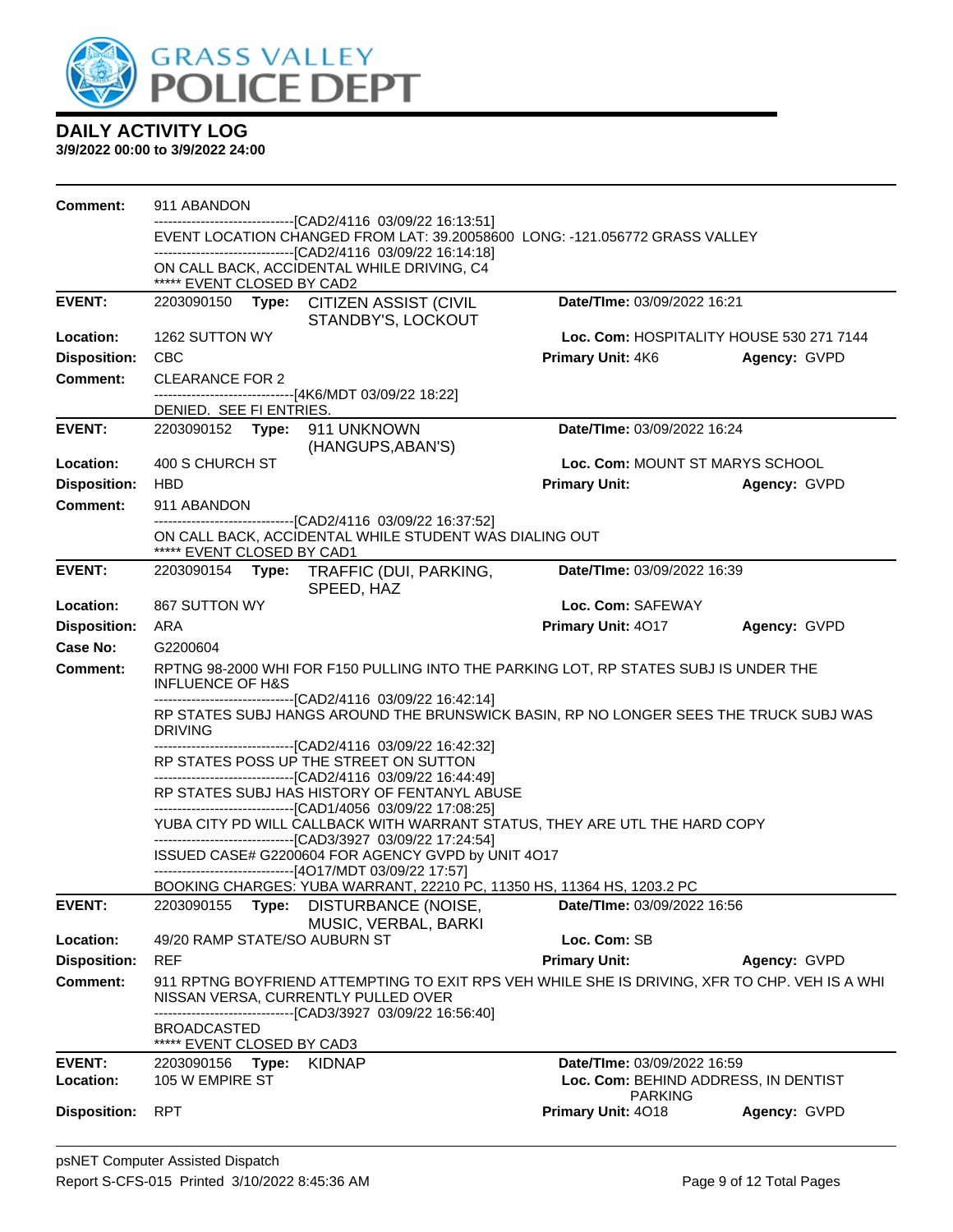# GRASS VALLEY POLICE DEPT

## DAILY ACTIVITY LOG

**3/9/2022 00:00 to 3/9/2022 24:00**

**Comment:** 911 ABANDON

------------------------------[CAD2/4116 03/09/22 16:13:51]

EVENT LOCATION CHANGED FROM LAT: 39.20058600 LONG: -121.056772 GRASS VALLEY

------------------------------[CAD2/4116 03/09/22 16:14:18]

ON CALL BACK, ACCIDENTAL WHILE DRIVING, C4

***** EVENT CLOSED BY CAD2

---

**EVENT:** 2203090150 **Type:** CITIZEN ASSIST (CIVIL STANDBY'S, LOCKOUT **Date/TIme:** 03/09/2022 16:21

**Location:** 1262 SUTTON WY **Loc. Com:** HOSPITALITY HOUSE 530 271 7144

**Disposition:** CBC **Primary Unit:** 4K6 **Agency:** GVPD

**Comment:** CLEARANCE FOR 2

------------------------------[4K6/MDT 03/09/22 18:22]

DENIED. SEE FI ENTRIES.

---

**EVENT:** 2203090152 **Type:** 911 UNKNOWN (HANGUPS,ABAN'S) **Date/TIme:** 03/09/2022 16:24

**Location:** 400 S CHURCH ST **Loc. Com:** MOUNT ST MARYS SCHOOL

**Disposition:** HBD **Primary Unit:** **Agency:** GVPD

**Comment:** 911 ABANDON

------------------------------[CAD2/4116 03/09/22 16:37:52]

ON CALL BACK, ACCIDENTAL WHILE STUDENT WAS DIALING OUT

***** EVENT CLOSED BY CAD1

---

**EVENT:** 2203090154 **Type:** TRAFFIC (DUI, PARKING, SPEED, HAZ **Date/TIme:** 03/09/2022 16:39

**Location:** 867 SUTTON WY **Loc. Com:** SAFEWAY

**Disposition:** ARA **Primary Unit:** 4O17 **Agency:** GVPD

**Case No:** G2200604

**Comment:** RPTNG 98-2000 WHI FOR F150 PULLING INTO THE PARKING LOT, RP STATES SUBJ IS UNDER THE INFLUENCE OF H&S

------------------------------[CAD2/4116 03/09/22 16:42:14]

RP STATES SUBJ HANGS AROUND THE BRUNSWICK BASIN, RP NO LONGER SEES THE TRUCK SUBJ WAS DRIVING

------------------------------[CAD2/4116 03/09/22 16:42:32]

RP STATES POSS UP THE STREET ON SUTTON

------------------------------[CAD2/4116 03/09/22 16:44:49]

RP STATES SUBJ HAS HISTORY OF FENTANYL ABUSE

------------------------------[CAD1/4056 03/09/22 17:08:25]

YUBA CITY PD WILL CALLBACK WITH WARRANT STATUS, THEY ARE UTL THE HARD COPY

------------------------------[CAD3/3927 03/09/22 17:24:54]

ISSUED CASE# G2200604 FOR AGENCY GVPD by UNIT 4O17

------------------------------[4O17/MDT 03/09/22 17:57]

BOOKING CHARGES: YUBA WARRANT, 22210 PC, 11350 HS, 11364 HS, 1203.2 PC

---

**EVENT:** 2203090155 **Type:** DISTURBANCE (NOISE, MUSIC, VERBAL, BARKI **Date/TIme:** 03/09/2022 16:56

**Location:** 49/20 RAMP STATE/SO AUBURN ST **Loc. Com:** SB

**Disposition:** REF **Primary Unit:** **Agency:** GVPD

**Comment:** 911 RPTNG BOYFRIEND ATTEMPTING TO EXIT RPS VEH WHILE SHE IS DRIVING, XFR TO CHP. VEH IS A WHI NISSAN VERSA, CURRENTLY PULLED OVER

------------------------------[CAD3/3927 03/09/22 16:56:40]

BROADCASTED

***** EVENT CLOSED BY CAD3

---

**EVENT:** 2203090156 **Type:** KIDNAP **Date/TIme:** 03/09/2022 16:59

**Location:** 105 W EMPIRE ST **Loc. Com:** BEHIND ADDRESS, IN DENTIST PARKING

**Disposition:** RPT **Primary Unit:** 4O18 **Agency:** GVPD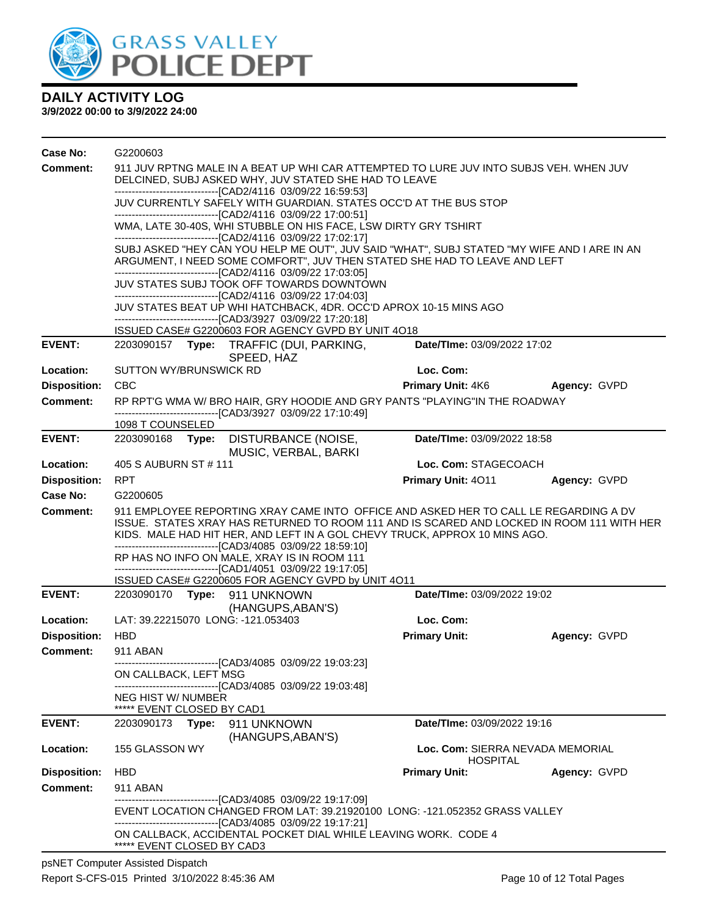# DAILY ACTIVITY LOG

**3/9/2022 00:00 to 3/9/2022 24:00**

**Case No:** G2200603

**Comment:** 911 JUV RPTNG MALE IN A BEAT UP WHI CAR ATTEMPTED TO LURE JUV INTO SUBJS VEH. WHEN JUV DELCINED, SUBJ ASKED WHY, JUV STATED SHE HAD TO LEAVE
------------------------------[CAD2/4116 03/09/22 16:59:53]
JUV CURRENTLY SAFELY WITH GUARDIAN. STATES OCC'D AT THE BUS STOP
------------------------------[CAD2/4116 03/09/22 17:00:51]
WMA, LATE 30-40S, WHI STUBBLE ON HIS FACE, LSW DIRTY GRY TSHIRT
------------------------------[CAD2/4116 03/09/22 17:02:17]
SUBJ ASKED "HEY CAN YOU HELP ME OUT", JUV SAID "WHAT", SUBJ STATED "MY WIFE AND I ARE IN AN ARGUMENT, I NEED SOME COMFORT", JUV THEN STATED SHE HAD TO LEAVE AND LEFT
------------------------------[CAD2/4116 03/09/22 17:03:05]
JUV STATES SUBJ TOOK OFF TOWARDS DOWNTOWN
------------------------------[CAD2/4116 03/09/22 17:04:03]
JUV STATES BEAT UP WHI HATCHBACK, 4DR. OCC'D APROX 10-15 MINS AGO
------------------------------[CAD3/3927 03/09/22 17:20:18]
ISSUED CASE# G2200603 FOR AGENCY GVPD BY UNIT 4O18

---

**EVENT:** 2203090157 **Type:** TRAFFIC (DUI, PARKING, SPEED, HAZ **Date/TIme:** 03/09/2022 17:02

**Location:** SUTTON WY/BRUNSWICK RD **Loc. Com:**

**Disposition:** CBC **Primary Unit:** 4K6 **Agency:** GVPD

**Comment:** RP RPT'G WMA W/ BRO HAIR, GRY HOODIE AND GRY PANTS "PLAYING"IN THE ROADWAY
------------------------------[CAD3/3927 03/09/22 17:10:49]
1098 T COUNSELED

---

**EVENT:** 2203090168 **Type:** DISTURBANCE (NOISE, MUSIC, VERBAL, BARKI **Date/TIme:** 03/09/2022 18:58

**Location:** 405 S AUBURN ST # 111 **Loc. Com:** STAGECOACH

**Disposition:** RPT **Primary Unit:** 4O11 **Agency:** GVPD

**Case No:** G2200605

**Comment:** 911 EMPLOYEE REPORTING XRAY CAME INTO OFFICE AND ASKED HER TO CALL LE REGARDING A DV ISSUE. STATES XRAY HAS RETURNED TO ROOM 111 AND IS SCARED AND LOCKED IN ROOM 111 WITH HER KIDS. MALE HAD HIT HER, AND LEFT IN A GOL CHEVY TRUCK, APPROX 10 MINS AGO.
------------------------------[CAD3/4085 03/09/22 18:59:10]
RP HAS NO INFO ON MALE, XRAY IS IN ROOM 111
------------------------------[CAD1/4051 03/09/22 19:17:05]
ISSUED CASE# G2200605 FOR AGENCY GVPD by UNIT 4O11

---

**EVENT:** 2203090170 **Type:** 911 UNKNOWN (HANGUPS,ABAN'S) **Date/TIme:** 03/09/2022 19:02

**Location:** LAT: 39.22215070 LONG: -121.053403 **Loc. Com:**

**Disposition:** HBD **Primary Unit:** **Agency:** GVPD

**Comment:** 911 ABAN
------------------------------[CAD3/4085 03/09/22 19:03:23]
ON CALLBACK, LEFT MSG
------------------------------[CAD3/4085 03/09/22 19:03:48]
NEG HIST W/ NUMBER
***** EVENT CLOSED BY CAD1

---

**EVENT:** 2203090173 **Type:** 911 UNKNOWN (HANGUPS,ABAN'S) **Date/TIme:** 03/09/2022 19:16

**Location:** 155 GLASSON WY **Loc. Com:** SIERRA NEVADA MEMORIAL HOSPITAL

**Disposition:** HBD **Primary Unit:** **Agency:** GVPD

**Comment:** 911 ABAN
------------------------------[CAD3/4085 03/09/22 19:17:09]
EVENT LOCATION CHANGED FROM LAT: 39.21920100 LONG: -121.052352 GRASS VALLEY
------------------------------[CAD3/4085 03/09/22 19:17:21]
ON CALLBACK, ACCIDENTAL POCKET DIAL WHILE LEAVING WORK. CODE 4
***** EVENT CLOSED BY CAD3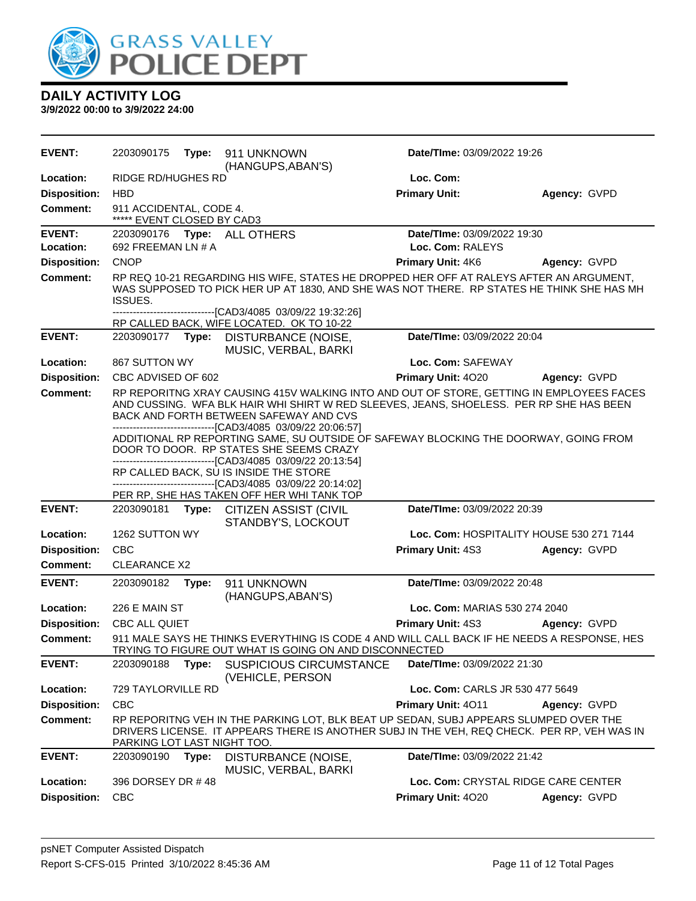**DAILY ACTIVITY LOG**
**3/9/2022 00:00 to 3/9/2022 24:00**

| | | | | |
|---|---|---|---|---|
| **EVENT:** | 2203090175 **Type:** 911 UNKNOWN (HANGUPS,ABAN'S) | **Date/TIme:** 03/09/2022 19:26 | | |
| **Location:** | RIDGE RD/HUGHES RD | **Loc. Com:** | | |
| **Disposition:** | HBD | **Primary Unit:** | **Agency:** GVPD | |
| **Comment:** | 911 ACCIDENTAL, CODE 4.<br>***** EVENT CLOSED BY CAD3 | | | |

| | | | | |
|---|---|---|---|---|
| **EVENT:** | 2203090176 **Type:** ALL OTHERS | **Date/TIme:** 03/09/2022 19:30 | | |
| **Location:** | 692 FREEMAN LN # A | **Loc. Com:** RALEYS | | |
| **Disposition:** | CNOP | **Primary Unit:** 4K6 | **Agency:** GVPD | |
| **Comment:** | RP REQ 10-21 REGARDING HIS WIFE, STATES HE DROPPED HER OFF AT RALEYS AFTER AN ARGUMENT, WAS SUPPOSED TO PICK HER UP AT 1830, AND SHE WAS NOT THERE. RP STATES HE THINK SHE HAS MH ISSUES.<br>------------------------------[CAD3/4085 03/09/22 19:32:26]<br>RP CALLED BACK, WIFE LOCATED. OK TO 10-22 | | | |

| | | | | |
|---|---|---|---|---|
| **EVENT:** | 2203090177 **Type:** DISTURBANCE (NOISE, MUSIC, VERBAL, BARKI | **Date/TIme:** 03/09/2022 20:04 | | |
| **Location:** | 867 SUTTON WY | **Loc. Com:** SAFEWAY | | |
| **Disposition:** | CBC ADVISED OF 602 | **Primary Unit:** 4O20 | **Agency:** GVPD | |
| **Comment:** | RP REPORITNG XRAY CAUSING 415V WALKING INTO AND OUT OF STORE, GETTING IN EMPLOYEES FACES AND CUSSING. WFA BLK HAIR WHI SHIRT W RED SLEEVES, JEANS, SHOELESS. PER RP SHE HAS BEEN BACK AND FORTH BETWEEN SAFEWAY AND CVS<br>------------------------------[CAD3/4085 03/09/22 20:06:57]<br>ADDITIONAL RP REPORTING SAME, SU OUTSIDE OF SAFEWAY BLOCKING THE DOORWAY, GOING FROM DOOR TO DOOR. RP STATES SHE SEEMS CRAZY<br>------------------------------[CAD3/4085 03/09/22 20:13:54]<br>RP CALLED BACK, SU IS INSIDE THE STORE<br>------------------------------[CAD3/4085 03/09/22 20:14:02]<br>PER RP, SHE HAS TAKEN OFF HER WHI TANK TOP | | | |

| | | | | |
|---|---|---|---|---|
| **EVENT:** | 2203090181 **Type:** CITIZEN ASSIST (CIVIL STANDBY'S, LOCKOUT | **Date/TIme:** 03/09/2022 20:39 | | |
| **Location:** | 1262 SUTTON WY | **Loc. Com:** HOSPITALITY HOUSE 530 271 7144 | | |
| **Disposition:** | CBC | **Primary Unit:** 4S3 | **Agency:** GVPD | |
| **Comment:** | CLEARANCE X2 | | | |

| | | | | |
|---|---|---|---|---|
| **EVENT:** | 2203090182 **Type:** 911 UNKNOWN (HANGUPS,ABAN'S) | **Date/TIme:** 03/09/2022 20:48 | | |
| **Location:** | 226 E MAIN ST | **Loc. Com:** MARIAS 530 274 2040 | | |
| **Disposition:** | CBC ALL QUIET | **Primary Unit:** 4S3 | **Agency:** GVPD | |
| **Comment:** | 911 MALE SAYS HE THINKS EVERYTHING IS CODE 4 AND WILL CALL BACK IF HE NEEDS A RESPONSE, HES TRYING TO FIGURE OUT WHAT IS GOING ON AND DISCONNECTED | | | |

| | | | | |
|---|---|---|---|---|
| **EVENT:** | 2203090188 **Type:** SUSPICIOUS CIRCUMSTANCE (VEHICLE, PERSON | **Date/TIme:** 03/09/2022 21:30 | | |
| **Location:** | 729 TAYLORVILLE RD | **Loc. Com:** CARLS JR 530 477 5649 | | |
| **Disposition:** | CBC | **Primary Unit:** 4O11 | **Agency:** GVPD | |
| **Comment:** | RP REPORITNG VEH IN THE PARKING LOT, BLK BEAT UP SEDAN, SUBJ APPEARS SLUMPED OVER THE DRIVERS LICENSE. IT APPEARS THERE IS ANOTHER SUBJ IN THE VEH, REQ CHECK. PER RP, VEH WAS IN PARKING LOT LAST NIGHT TOO. | | | |

| | | | | |
|---|---|---|---|---|
| **EVENT:** | 2203090190 **Type:** DISTURBANCE (NOISE, MUSIC, VERBAL, BARKI | **Date/TIme:** 03/09/2022 21:42 | | |
| **Location:** | 396 DORSEY DR # 48 | **Loc. Com:** CRYSTAL RIDGE CARE CENTER | | |
| **Disposition:** | CBC | **Primary Unit:** 4O20 | **Agency:** GVPD | |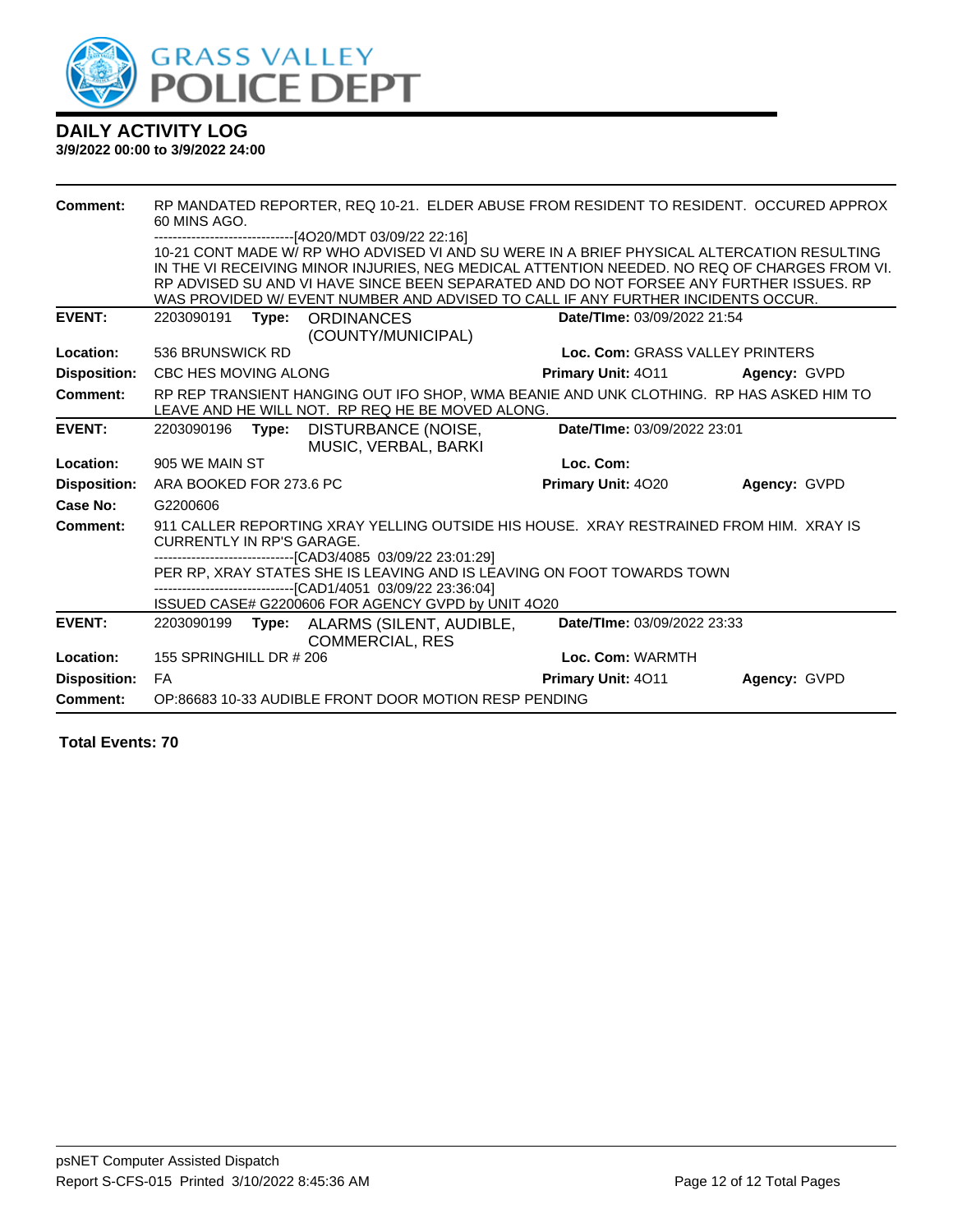# GRASS VALLEY POLICE DEPT

## DAILY ACTIVITY LOG

**3/9/2022 00:00 to 3/9/2022 24:00**

| | | | |
|---|---|---|---|
| **Comment:** | RP MANDATED REPORTER, REQ 10-21. ELDER ABUSE FROM RESIDENT TO RESIDENT. OCCURED APPROX 60 MINS AGO.<br>------------------------------[4O20/MDT 03/09/22 22:16]<br>10-21 CONT MADE W/ RP WHO ADVISED VI AND SU WERE IN A BRIEF PHYSICAL ALTERCATION RESULTING IN THE VI RECEIVING MINOR INJURIES, NEG MEDICAL ATTENTION NEEDED. NO REQ OF CHARGES FROM VI. RP ADVISED SU AND VI HAVE SINCE BEEN SEPARATED AND DO NOT FORSEE ANY FURTHER ISSUES. RP WAS PROVIDED W/ EVENT NUMBER AND ADVISED TO CALL IF ANY FURTHER INCIDENTS OCCUR. | | |

| | | | |
|---|---|---|---|
| **EVENT:** | 2203090191 **Type:** ORDINANCES (COUNTY/MUNICIPAL) | **Date/TIme:** 03/09/2022 21:54 | |
| **Location:** | 536 BRUNSWICK RD | **Loc. Com:** GRASS VALLEY PRINTERS | |
| **Disposition:** | CBC HES MOVING ALONG | **Primary Unit:** 4O11 | **Agency:** GVPD |
| **Comment:** | RP REP TRANSIENT HANGING OUT IFO SHOP, WMA BEANIE AND UNK CLOTHING. RP HAS ASKED HIM TO LEAVE AND HE WILL NOT. RP REQ HE BE MOVED ALONG. | | |

| | | | |
|---|---|---|---|
| **EVENT:** | 2203090196 **Type:** DISTURBANCE (NOISE, MUSIC, VERBAL, BARKI | **Date/TIme:** 03/09/2022 23:01 | |
| **Location:** | 905 WE MAIN ST | **Loc. Com:** | |
| **Disposition:** | ARA BOOKED FOR 273.6 PC | **Primary Unit:** 4O20 | **Agency:** GVPD |
| **Case No:** | G2200606 | | |
| **Comment:** | 911 CALLER REPORTING XRAY YELLING OUTSIDE HIS HOUSE. XRAY RESTRAINED FROM HIM. XRAY IS CURRENTLY IN RP'S GARAGE.<br>------------------------------[CAD3/4085 03/09/22 23:01:29]<br>PER RP, XRAY STATES SHE IS LEAVING AND IS LEAVING ON FOOT TOWARDS TOWN<br>------------------------------[CAD1/4051 03/09/22 23:36:04]<br>ISSUED CASE# G2200606 FOR AGENCY GVPD by UNIT 4O20 | | |

| | | | |
|---|---|---|---|
| **EVENT:** | 2203090199 **Type:** ALARMS (SILENT, AUDIBLE, COMMERCIAL, RES | **Date/TIme:** 03/09/2022 23:33 | |
| **Location:** | 155 SPRINGHILL DR # 206 | **Loc. Com:** WARMTH | |
| **Disposition:** | FA | **Primary Unit:** 4O11 | **Agency:** GVPD |
| **Comment:** | OP:86683 10-33 AUDIBLE FRONT DOOR MOTION RESP PENDING | | |

**Total Events: 70**

psNET Computer Assisted Dispatch
Report S-CFS-015 Printed 3/10/2022 8:45:36 AM